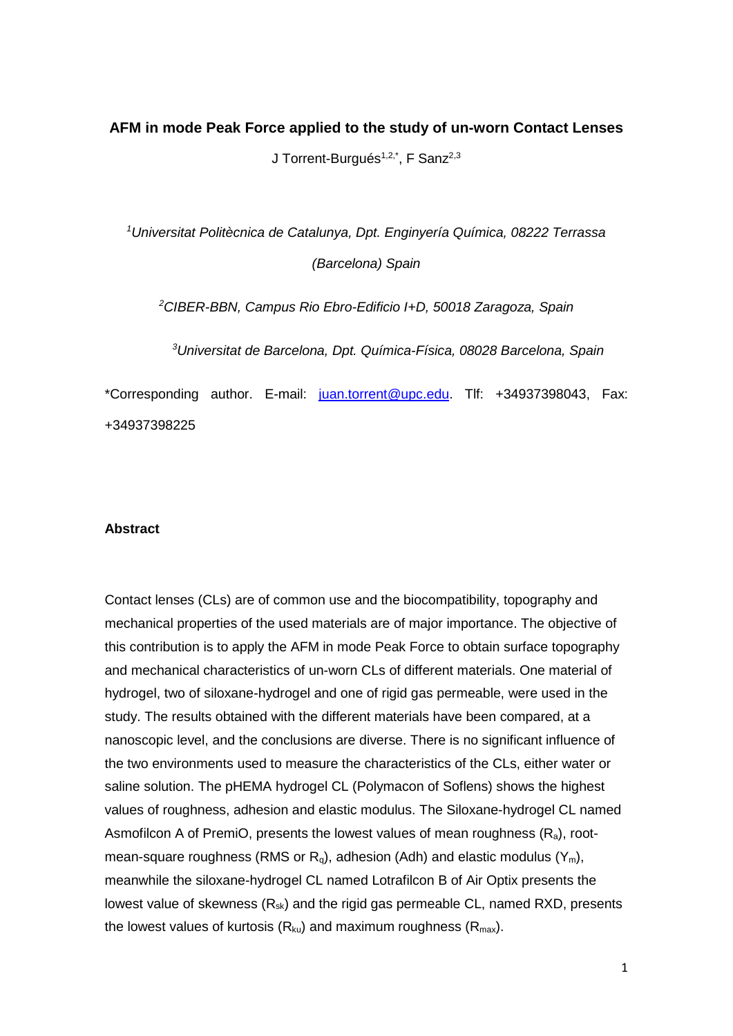# AFM in mode Peak Force applied to the study of un-worn Contact Lenses

J Torrent-Burgués[1,2,*], F Sanz[2,3]

[1]*Universitat Politècnica de Catalunya, Dpt. Enginyería Química, 08222 Terrassa (Barcelona) Spain*

[2]*CIBER-BBN, Campus Rio Ebro-Edificio I+D, 50018 Zaragoza, Spain*

[3]*Universitat de Barcelona, Dpt. Química-Física, 08028 Barcelona, Spain*

*Corresponding author. E-mail: juan.torrent@upc.edu. Tlf: +34937398043, Fax: +34937398225

### Abstract

Contact lenses (CLs) are of common use and the biocompatibility, topography and mechanical properties of the used materials are of major importance. The objective of this contribution is to apply the AFM in mode Peak Force to obtain surface topography and mechanical characteristics of un-worn CLs of different materials. One material of hydrogel, two of siloxane-hydrogel and one of rigid gas permeable, were used in the study. The results obtained with the different materials have been compared, at a nanoscopic level, and the conclusions are diverse. There is no significant influence of the two environments used to measure the characteristics of the CLs, either water or saline solution. The pHEMA hydrogel CL (Polymacon of Soflens) shows the highest values of roughness, adhesion and elastic modulus. The Siloxane-hydrogel CL named Asmofilcon A of PremiO, presents the lowest values of mean roughness ($R_a$), root-mean-square roughness (RMS or $R_q$), adhesion (Adh) and elastic modulus ($Y_m$), meanwhile the siloxane-hydrogel CL named Lotrafilcon B of Air Optix presents the lowest value of skewness ($R_{sk}$) and the rigid gas permeable CL, named RXD, presents the lowest values of kurtosis ($R_{ku}$) and maximum roughness ($R_{max}$).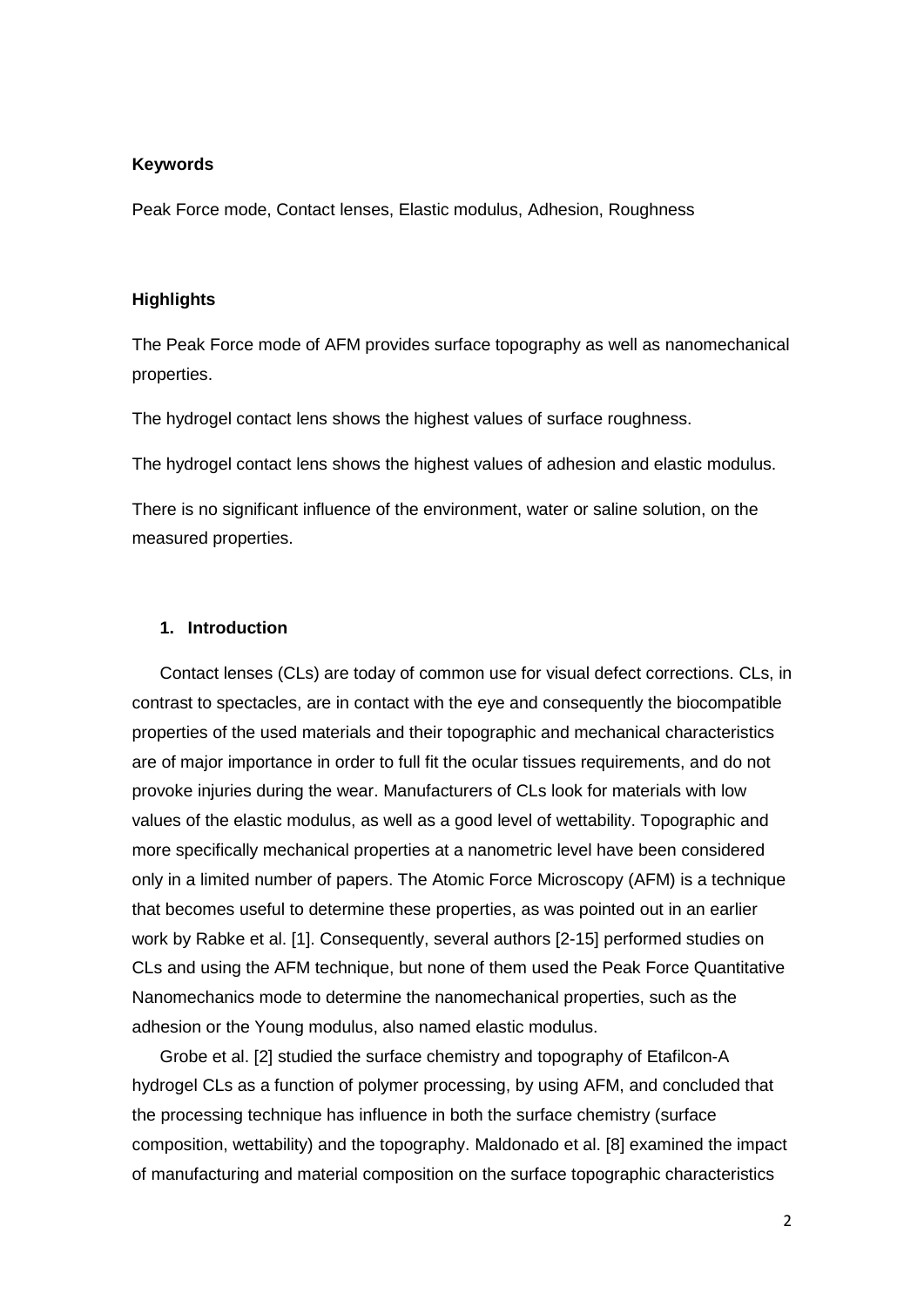**Keywords**

Peak Force mode, Contact lenses, Elastic modulus, Adhesion, Roughness

**Highlights**

The Peak Force mode of AFM provides surface topography as well as nanomechanical properties.

The hydrogel contact lens shows the highest values of surface roughness.

The hydrogel contact lens shows the highest values of adhesion and elastic modulus.

There is no significant influence of the environment, water or saline solution, on the measured properties.

## 1. Introduction

Contact lenses (CLs) are today of common use for visual defect corrections. CLs, in contrast to spectacles, are in contact with the eye and consequently the biocompatible properties of the used materials and their topographic and mechanical characteristics are of major importance in order to full fit the ocular tissues requirements, and do not provoke injuries during the wear. Manufacturers of CLs look for materials with low values of the elastic modulus, as well as a good level of wettability. Topographic and more specifically mechanical properties at a nanometric level have been considered only in a limited number of papers. The Atomic Force Microscopy (AFM) is a technique that becomes useful to determine these properties, as was pointed out in an earlier work by Rabke et al. [1]. Consequently, several authors [2-15] performed studies on CLs and using the AFM technique, but none of them used the Peak Force Quantitative Nanomechanics mode to determine the nanomechanical properties, such as the adhesion or the Young modulus, also named elastic modulus.

Grobe et al. [2] studied the surface chemistry and topography of Etafilcon-A hydrogel CLs as a function of polymer processing, by using AFM, and concluded that the processing technique has influence in both the surface chemistry (surface composition, wettability) and the topography. Maldonado et al. [8] examined the impact of manufacturing and material composition on the surface topographic characteristics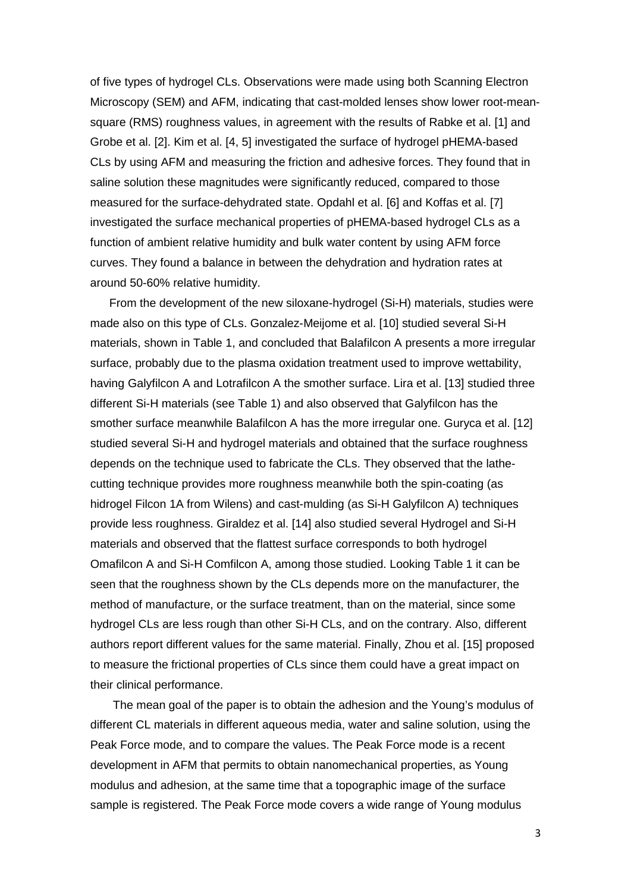of five types of hydrogel CLs. Observations were made using both Scanning Electron Microscopy (SEM) and AFM, indicating that cast-molded lenses show lower root-mean-square (RMS) roughness values, in agreement with the results of Rabke et al. [1] and Grobe et al. [2]. Kim et al. [4, 5] investigated the surface of hydrogel pHEMA-based CLs by using AFM and measuring the friction and adhesive forces. They found that in saline solution these magnitudes were significantly reduced, compared to those measured for the surface-dehydrated state. Opdahl et al. [6] and Koffas et al. [7] investigated the surface mechanical properties of pHEMA-based hydrogel CLs as a function of ambient relative humidity and bulk water content by using AFM force curves. They found a balance in between the dehydration and hydration rates at around 50-60% relative humidity.

From the development of the new siloxane-hydrogel (Si-H) materials, studies were made also on this type of CLs. Gonzalez-Meijome et al. [10] studied several Si-H materials, shown in Table 1, and concluded that Balafilcon A presents a more irregular surface, probably due to the plasma oxidation treatment used to improve wettability, having Galyfilcon A and Lotrafilcon A the smother surface. Lira et al. [13] studied three different Si-H materials (see Table 1) and also observed that Galyfilcon has the smother surface meanwhile Balafilcon A has the more irregular one. Guryca et al. [12] studied several Si-H and hydrogel materials and obtained that the surface roughness depends on the technique used to fabricate the CLs. They observed that the lathe-cutting technique provides more roughness meanwhile both the spin-coating (as hidrogel Filcon 1A from Wilens) and cast-mulding (as Si-H Galyfilcon A) techniques provide less roughness. Giraldez et al. [14] also studied several Hydrogel and Si-H materials and observed that the flattest surface corresponds to both hydrogel Omafilcon A and Si-H Comfilcon A, among those studied. Looking Table 1 it can be seen that the roughness shown by the CLs depends more on the manufacturer, the method of manufacture, or the surface treatment, than on the material, since some hydrogel CLs are less rough than other Si-H CLs, and on the contrary. Also, different authors report different values for the same material. Finally, Zhou et al. [15] proposed to measure the frictional properties of CLs since them could have a great impact on their clinical performance.

The mean goal of the paper is to obtain the adhesion and the Young's modulus of different CL materials in different aqueous media, water and saline solution, using the Peak Force mode, and to compare the values. The Peak Force mode is a recent development in AFM that permits to obtain nanomechanical properties, as Young modulus and adhesion, at the same time that a topographic image of the surface sample is registered. The Peak Force mode covers a wide range of Young modulus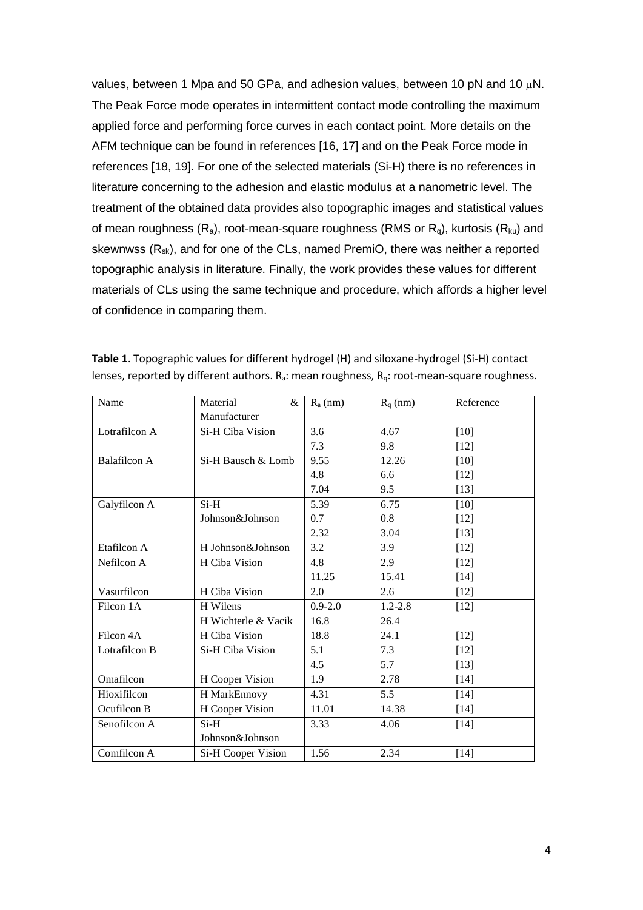values, between 1 Mpa and 50 GPa, and adhesion values, between 10 pN and 10 μN. The Peak Force mode operates in intermittent contact mode controlling the maximum applied force and performing force curves in each contact point. More details on the AFM technique can be found in references [16, 17] and on the Peak Force mode in references [18, 19]. For one of the selected materials (Si-H) there is no references in literature concerning to the adhesion and elastic modulus at a nanometric level. The treatment of the obtained data provides also topographic images and statistical values of mean roughness ($R_a$), root-mean-square roughness (RMS or $R_q$), kurtosis ($R_{ku}$) and skewnwss ($R_{sk}$), and for one of the CLs, named PremiO, there was neither a reported topographic analysis in literature. Finally, the work provides these values for different materials of CLs using the same technique and procedure, which affords a higher level of confidence in comparing them.

**Table 1**. Topographic values for different hydrogel (H) and siloxane-hydrogel (Si-H) contact lenses, reported by different authors. $R_a$: mean roughness, $R_q$: root-mean-square roughness.

| Name | Material & Manufacturer | $R_a$ (nm) | $R_q$ (nm) | Reference |
|---|---|---|---|---|
| Lotrafilcon A | Si-H Ciba Vision | 3.6 | 4.67 | [10] |
| | | 7.3 | 9.8 | [12] |
| Balafilcon A | Si-H Bausch & Lomb | 9.55 | 12.26 | [10] |
| | | 4.8 | 6.6 | [12] |
| | | 7.04 | 9.5 | [13] |
| Galyfilcon A | Si-H Johnson&Johnson | 5.39 | 6.75 | [10] |
| | | 0.7 | 0.8 | [12] |
| | | 2.32 | 3.04 | [13] |
| Etafilcon A | H Johnson&Johnson | 3.2 | 3.9 | [12] |
| Nefilcon A | H Ciba Vision | 4.8 | 2.9 | [12] |
| | | 11.25 | 15.41 | [14] |
| Vasurfilcon | H Ciba Vision | 2.0 | 2.6 | [12] |
| Filcon 1A | H Wilens | 0.9-2.0 | 1.2-2.8 | [12] |
| | H Wichterle & Vacik | 16.8 | 26.4 | |
| Filcon 4A | H Ciba Vision | 18.8 | 24.1 | [12] |
| Lotrafilcon B | Si-H Ciba Vision | 5.1 | 7.3 | [12] |
| | | 4.5 | 5.7 | [13] |
| Omafilcon | H Cooper Vision | 1.9 | 2.78 | [14] |
| Hioxifilcon | H MarkEnnovy | 4.31 | 5.5 | [14] |
| Ocufilcon B | H Cooper Vision | 11.01 | 14.38 | [14] |
| Senofilcon A | Si-H Johnson&Johnson | 3.33 | 4.06 | [14] |
| Comfilcon A | Si-H Cooper Vision | 1.56 | 2.34 | [14] |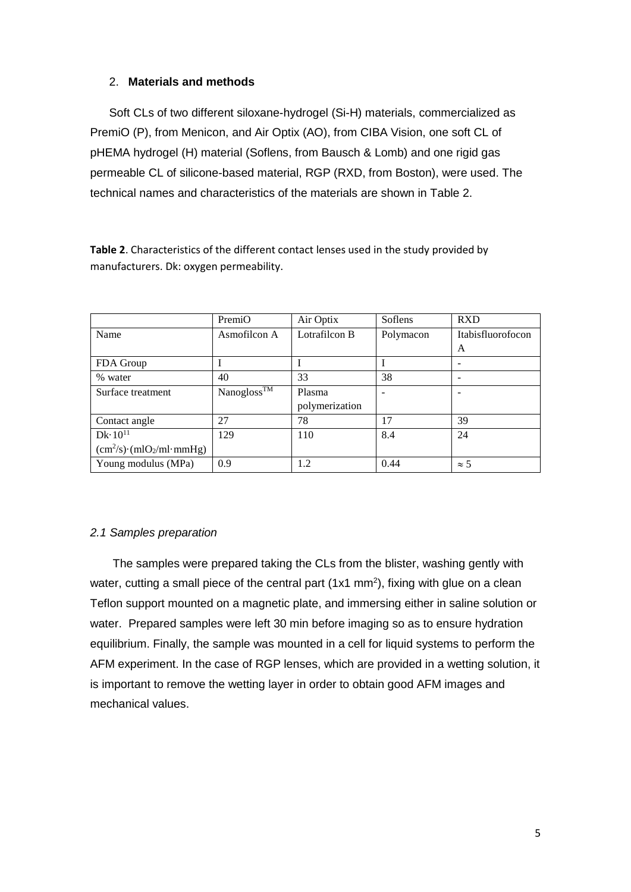## 2. **Materials and methods**

Soft CLs of two different siloxane-hydrogel (Si-H) materials, commercialized as PremiO (P), from Menicon, and Air Optix (AO), from CIBA Vision, one soft CL of pHEMA hydrogel (H) material (Soflens, from Bausch & Lomb) and one rigid gas permeable CL of silicone-based material, RGP (RXD, from Boston), were used. The technical names and characteristics of the materials are shown in Table 2.

**Table 2**. Characteristics of the different contact lenses used in the study provided by manufacturers. Dk: oxygen permeability.

| | PremiO | Air Optix | Soflens | RXD |
|---|---|---|---|---|
| Name | Asmofilcon A | Lotrafilcon B | Polymacon | Itabisfluorofocon A |
| FDA Group | I | I | I | - |
| % water | 40 | 33 | 38 | - |
| Surface treatment | Nanogloss™ | Plasma polymerization | - | - |
| Contact angle | 27 | 78 | 17 | 39 |
| $Dk \cdot 10^{11}$ $(cm^2/s)\cdot(mlO_2/ml\cdot mmHg)$ | 129 | 110 | 8.4 | 24 |
| Young modulus (MPa) | 0.9 | 1.2 | 0.44 | ≈ 5 |

### *2.1 Samples preparation*

The samples were prepared taking the CLs from the blister, washing gently with water, cutting a small piece of the central part (1x1 $mm^2$), fixing with glue on a clean Teflon support mounted on a magnetic plate, and immersing either in saline solution or water. Prepared samples were left 30 min before imaging so as to ensure hydration equilibrium. Finally, the sample was mounted in a cell for liquid systems to perform the AFM experiment. In the case of RGP lenses, which are provided in a wetting solution, it is important to remove the wetting layer in order to obtain good AFM images and mechanical values.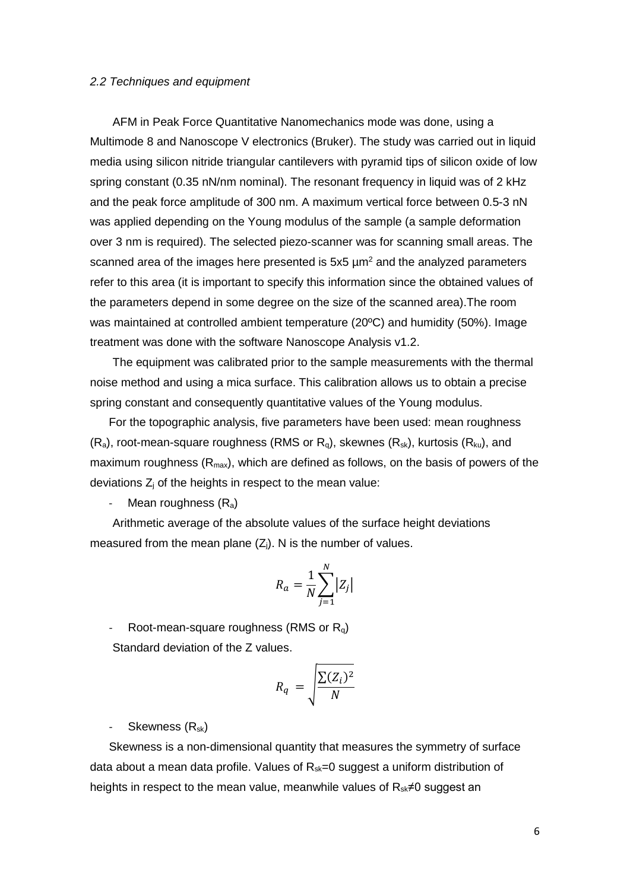*2.2 Techniques and equipment*

AFM in Peak Force Quantitative Nanomechanics mode was done, using a Multimode 8 and Nanoscope V electronics (Bruker). The study was carried out in liquid media using silicon nitride triangular cantilevers with pyramid tips of silicon oxide of low spring constant (0.35 nN/nm nominal). The resonant frequency in liquid was of 2 kHz and the peak force amplitude of 300 nm. A maximum vertical force between 0.5-3 nN was applied depending on the Young modulus of the sample (a sample deformation over 3 nm is required). The selected piezo-scanner was for scanning small areas. The scanned area of the images here presented is 5x5 $\mu m^2$ and the analyzed parameters refer to this area (it is important to specify this information since the obtained values of the parameters depend in some degree on the size of the scanned area).The room was maintained at controlled ambient temperature (20ºC) and humidity (50%). Image treatment was done with the software Nanoscope Analysis v1.2.

The equipment was calibrated prior to the sample measurements with the thermal noise method and using a mica surface. This calibration allows us to obtain a precise spring constant and consequently quantitative values of the Young modulus.

For the topographic analysis, five parameters have been used: mean roughness ($R_a$), root-mean-square roughness (RMS or $R_q$), skewnes ($R_{sk}$), kurtosis ($R_{ku}$), and maximum roughness ($R_{max}$), which are defined as follows, on the basis of powers of the deviations $Z_j$ of the heights in respect to the mean value:

- Mean roughness ($R_a$)

Arithmetic average of the absolute values of the surface height deviations measured from the mean plane ($Z_j$). N is the number of values.

$$R_a = \frac{1}{N}\sum_{j=1}^{N}|Z_j|$$

- Root-mean-square roughness (RMS or $R_q$)

Standard deviation of the Z values.

$$R_q = \sqrt{\frac{\sum(Z_i)^2}{N}}$$

- Skewness ($R_{sk}$)

Skewness is a non-dimensional quantity that measures the symmetry of surface data about a mean data profile. Values of $R_{sk}$=0 suggest a uniform distribution of heights in respect to the mean value, meanwhile values of $R_{sk}$≠0 suggest an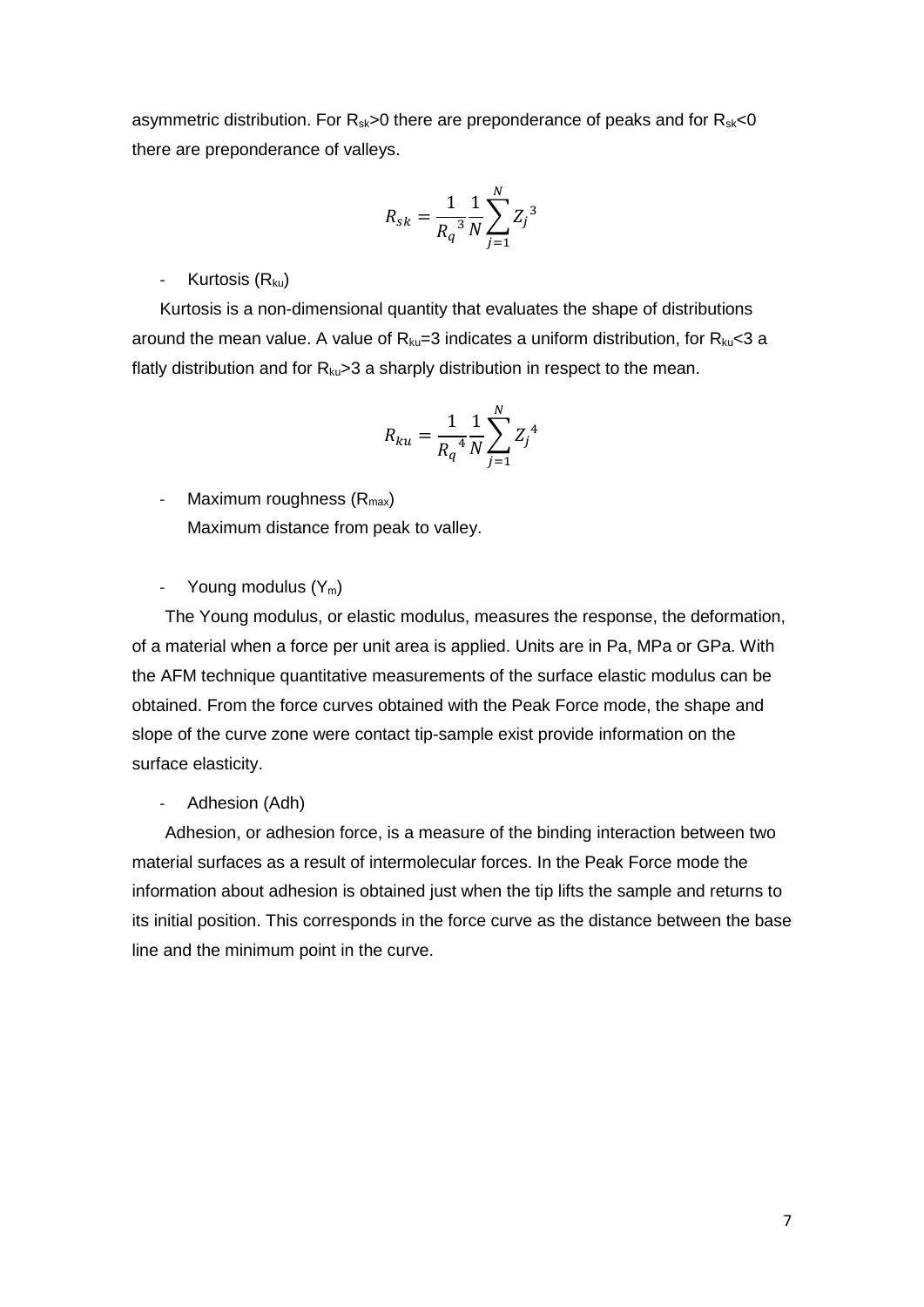asymmetric distribution. For $R_{sk}>0$ there are preponderance of peaks and for $R_{sk}<0$ there are preponderance of valleys.

$$R_{sk} = \frac{1}{{R_q}^3} \frac{1}{N} \sum_{j=1}^{N} {Z_j}^3$$

- Kurtosis ($R_{ku}$)

Kurtosis is a non-dimensional quantity that evaluates the shape of distributions around the mean value. A value of $R_{ku}=3$ indicates a uniform distribution, for $R_{ku}<3$ a flatly distribution and for $R_{ku}>3$ a sharply distribution in respect to the mean.

$$R_{ku} = \frac{1}{{R_q}^4} \frac{1}{N} \sum_{j=1}^{N} {Z_j}^4$$

- Maximum roughness ($R_{max}$)

  Maximum distance from peak to valley.

- Young modulus ($Y_m$)

The Young modulus, or elastic modulus, measures the response, the deformation, of a material when a force per unit area is applied. Units are in Pa, MPa or GPa. With the AFM technique quantitative measurements of the surface elastic modulus can be obtained. From the force curves obtained with the Peak Force mode, the shape and slope of the curve zone were contact tip-sample exist provide information on the surface elasticity.

- Adhesion (Adh)

Adhesion, or adhesion force, is a measure of the binding interaction between two material surfaces as a result of intermolecular forces. In the Peak Force mode the information about adhesion is obtained just when the tip lifts the sample and returns to its initial position. This corresponds in the force curve as the distance between the base line and the minimum point in the curve.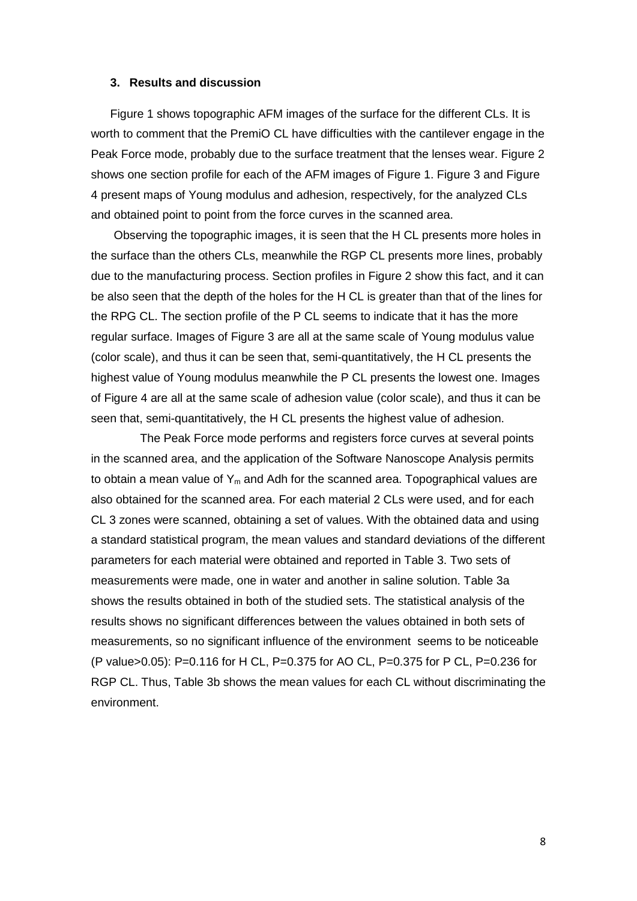### 3. Results and discussion

Figure 1 shows topographic AFM images of the surface for the different CLs. It is worth to comment that the PremiO CL have difficulties with the cantilever engage in the Peak Force mode, probably due to the surface treatment that the lenses wear. Figure 2 shows one section profile for each of the AFM images of Figure 1. Figure 3 and Figure 4 present maps of Young modulus and adhesion, respectively, for the analyzed CLs and obtained point to point from the force curves in the scanned area.

Observing the topographic images, it is seen that the H CL presents more holes in the surface than the others CLs, meanwhile the RGP CL presents more lines, probably due to the manufacturing process. Section profiles in Figure 2 show this fact, and it can be also seen that the depth of the holes for the H CL is greater than that of the lines for the RPG CL. The section profile of the P CL seems to indicate that it has the more regular surface. Images of Figure 3 are all at the same scale of Young modulus value (color scale), and thus it can be seen that, semi-quantitatively, the H CL presents the highest value of Young modulus meanwhile the P CL presents the lowest one. Images of Figure 4 are all at the same scale of adhesion value (color scale), and thus it can be seen that, semi-quantitatively, the H CL presents the highest value of adhesion.

The Peak Force mode performs and registers force curves at several points in the scanned area, and the application of the Software Nanoscope Analysis permits to obtain a mean value of $Y_m$ and Adh for the scanned area. Topographical values are also obtained for the scanned area. For each material 2 CLs were used, and for each CL 3 zones were scanned, obtaining a set of values. With the obtained data and using a standard statistical program, the mean values and standard deviations of the different parameters for each material were obtained and reported in Table 3. Two sets of measurements were made, one in water and another in saline solution. Table 3a shows the results obtained in both of the studied sets. The statistical analysis of the results shows no significant differences between the values obtained in both sets of measurements, so no significant influence of the environment seems to be noticeable (P value>0.05): P=0.116 for H CL, P=0.375 for AO CL, P=0.375 for P CL, P=0.236 for RGP CL. Thus, Table 3b shows the mean values for each CL without discriminating the environment.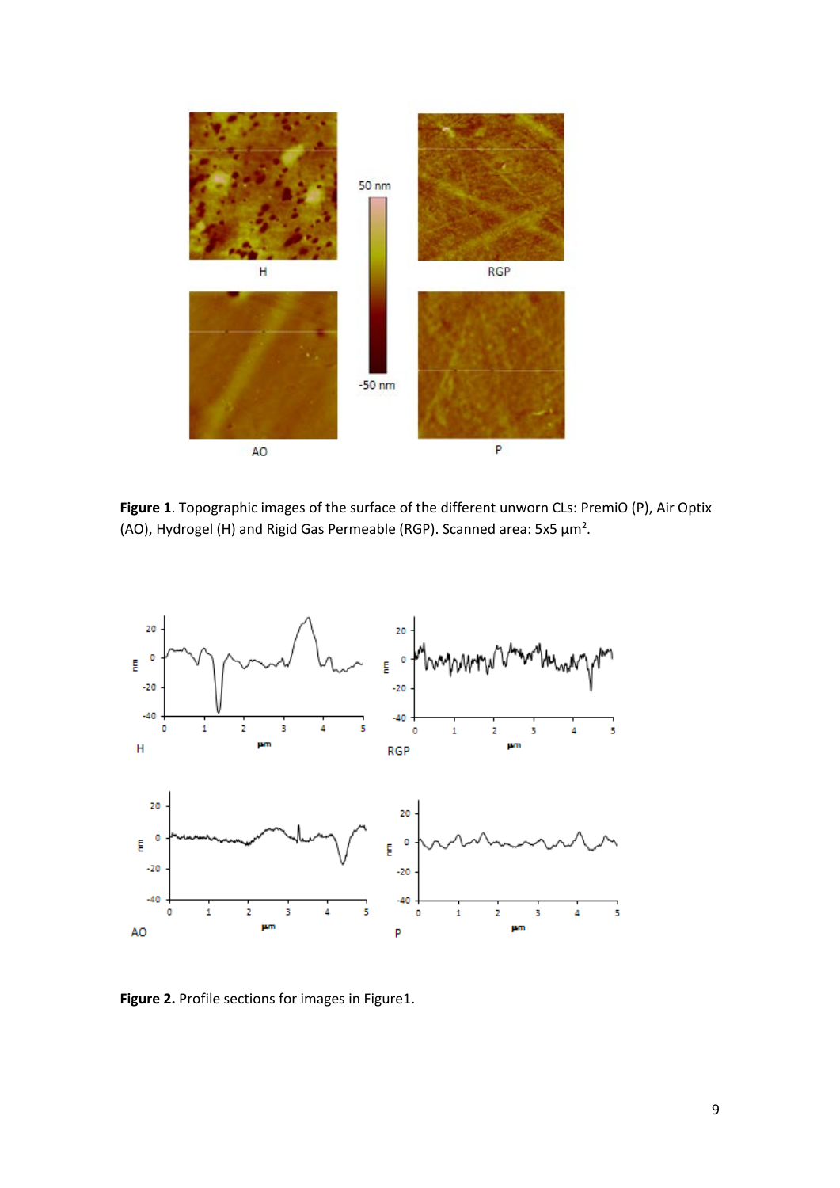**Figure 1**. Topographic images of the surface of the different unworn CLs: PremiO (P), Air Optix (AO), Hydrogel (H) and Rigid Gas Permeable (RGP). Scanned area: 5x5 μm$^2$.

**Figure 2.** Profile sections for images in Figure1.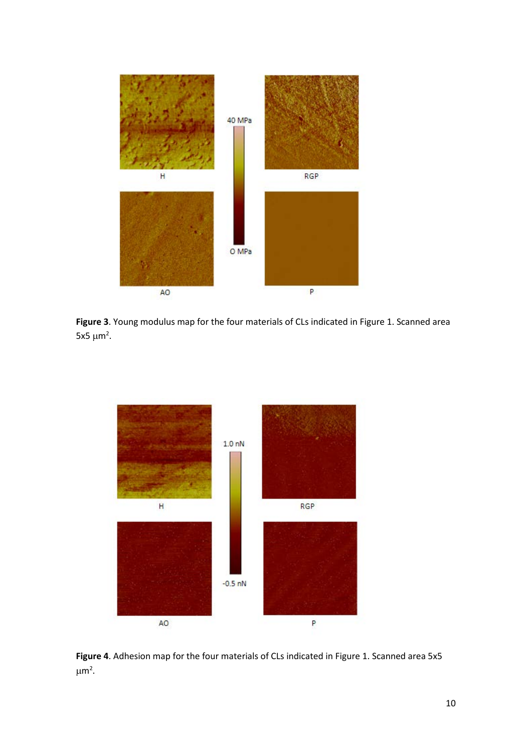**Figure 3**. Young modulus map for the four materials of CLs indicated in Figure 1. Scanned area 5x5 $\mu m^2$.

**Figure 4**. Adhesion map for the four materials of CLs indicated in Figure 1. Scanned area 5x5 $\mu m^2$.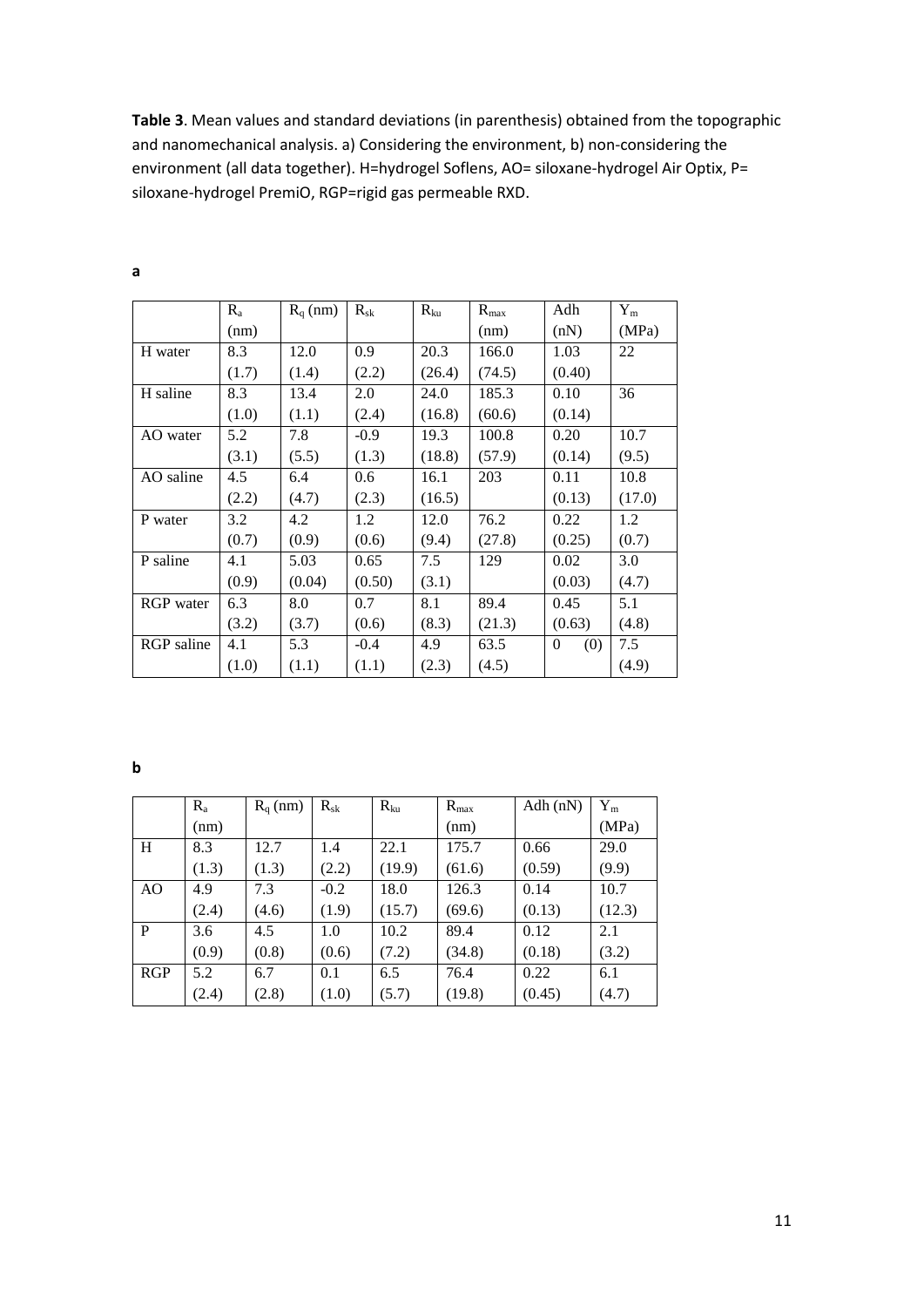**Table 3**. Mean values and standard deviations (in parenthesis) obtained from the topographic and nanomechanical analysis. a) Considering the environment, b) non-considering the environment (all data together). H=hydrogel Soflens, AO= siloxane-hydrogel Air Optix, P= siloxane-hydrogel PremiO, RGP=rigid gas permeable RXD.

**a**

| | $R_a$ (nm) | $R_q$ (nm) | $R_{sk}$ | $R_{ku}$ | $R_{max}$ (nm) | Adh (nN) | $Y_m$ (MPa) |
|---|---|---|---|---|---|---|---|
| H water | 8.3 (1.7) | 12.0 (1.4) | 0.9 (2.2) | 20.3 (26.4) | 166.0 (74.5) | 1.03 (0.40) | 22 |
| H saline | 8.3 (1.0) | 13.4 (1.1) | 2.0 (2.4) | 24.0 (16.8) | 185.3 (60.6) | 0.10 (0.14) | 36 |
| AO water | 5.2 (3.1) | 7.8 (5.5) | -0.9 (1.3) | 19.3 (18.8) | 100.8 (57.9) | 0.20 (0.14) | 10.7 (9.5) |
| AO saline | 4.5 (2.2) | 6.4 (4.7) | 0.6 (2.3) | 16.1 (16.5) | 203 | 0.11 (0.13) | 10.8 (17.0) |
| P water | 3.2 (0.7) | 4.2 (0.9) | 1.2 (0.6) | 12.0 (9.4) | 76.2 (27.8) | 0.22 (0.25) | 1.2 (0.7) |
| P saline | 4.1 (0.9) | 5.03 (0.04) | 0.65 (0.50) | 7.5 (3.1) | 129 | 0.02 (0.03) | 3.0 (4.7) |
| RGP water | 6.3 (3.2) | 8.0 (3.7) | 0.7 (0.6) | 8.1 (8.3) | 89.4 (21.3) | 0.45 (0.63) | 5.1 (4.8) |
| RGP saline | 4.1 (1.0) | 5.3 (1.1) | -0.4 (1.1) | 4.9 (2.3) | 63.5 (4.5) | 0 (0) | 7.5 (4.9) |

**b**

| | $R_a$ (nm) | $R_q$ (nm) | $R_{sk}$ | $R_{ku}$ | $R_{max}$ (nm) | Adh (nN) | $Y_m$ (MPa) |
|---|---|---|---|---|---|---|---|
| H | 8.3 (1.3) | 12.7 (1.3) | 1.4 (2.2) | 22.1 (19.9) | 175.7 (61.6) | 0.66 (0.59) | 29.0 (9.9) |
| AO | 4.9 (2.4) | 7.3 (4.6) | -0.2 (1.9) | 18.0 (15.7) | 126.3 (69.6) | 0.14 (0.13) | 10.7 (12.3) |
| P | 3.6 (0.9) | 4.5 (0.8) | 1.0 (0.6) | 10.2 (7.2) | 89.4 (34.8) | 0.12 (0.18) | 2.1 (3.2) |
| RGP | 5.2 (2.4) | 6.7 (2.8) | 0.1 (1.0) | 6.5 (5.7) | 76.4 (19.8) | 0.22 (0.45) | 6.1 (4.7) |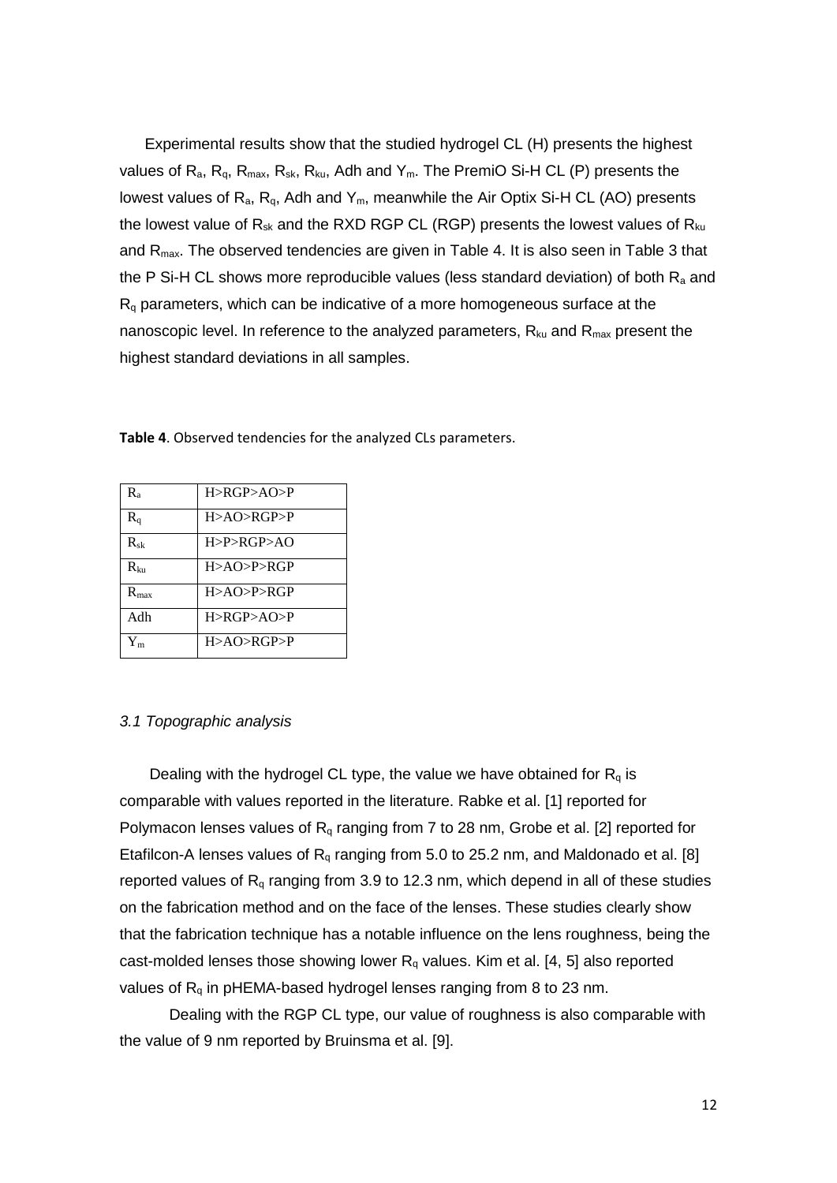Experimental results show that the studied hydrogel CL (H) presents the highest values of $R_a$, $R_q$, $R_{max}$, $R_{sk}$, $R_{ku}$, Adh and $Y_m$. The PremiO Si-H CL (P) presents the lowest values of $R_a$, $R_q$, Adh and $Y_m$, meanwhile the Air Optix Si-H CL (AO) presents the lowest value of $R_{sk}$ and the RXD RGP CL (RGP) presents the lowest values of $R_{ku}$ and $R_{max}$. The observed tendencies are given in Table 4. It is also seen in Table 3 that the P Si-H CL shows more reproducible values (less standard deviation) of both $R_a$ and $R_q$ parameters, which can be indicative of a more homogeneous surface at the nanoscopic level. In reference to the analyzed parameters, $R_{ku}$ and $R_{max}$ present the highest standard deviations in all samples.

**Table 4**. Observed tendencies for the analyzed CLs parameters.

| | |
|---|---|
| $R_a$ | H>RGP>AO>P |
| $R_q$ | H>AO>RGP>P |
| $R_{sk}$ | H>P>RGP>AO |
| $R_{ku}$ | H>AO>P>RGP |
| $R_{max}$ | H>AO>P>RGP |
| Adh | H>RGP>AO>P |
| $Y_m$ | H>AO>RGP>P |

### *3.1 Topographic analysis*

Dealing with the hydrogel CL type, the value we have obtained for $R_q$ is comparable with values reported in the literature. Rabke et al. [1] reported for Polymacon lenses values of $R_q$ ranging from 7 to 28 nm, Grobe et al. [2] reported for Etafilcon-A lenses values of $R_q$ ranging from 5.0 to 25.2 nm, and Maldonado et al. [8] reported values of $R_q$ ranging from 3.9 to 12.3 nm, which depend in all of these studies on the fabrication method and on the face of the lenses. These studies clearly show that the fabrication technique has a notable influence on the lens roughness, being the cast-molded lenses those showing lower $R_q$ values. Kim et al. [4, 5] also reported values of $R_q$ in pHEMA-based hydrogel lenses ranging from 8 to 23 nm.

Dealing with the RGP CL type, our value of roughness is also comparable with the value of 9 nm reported by Bruinsma et al. [9].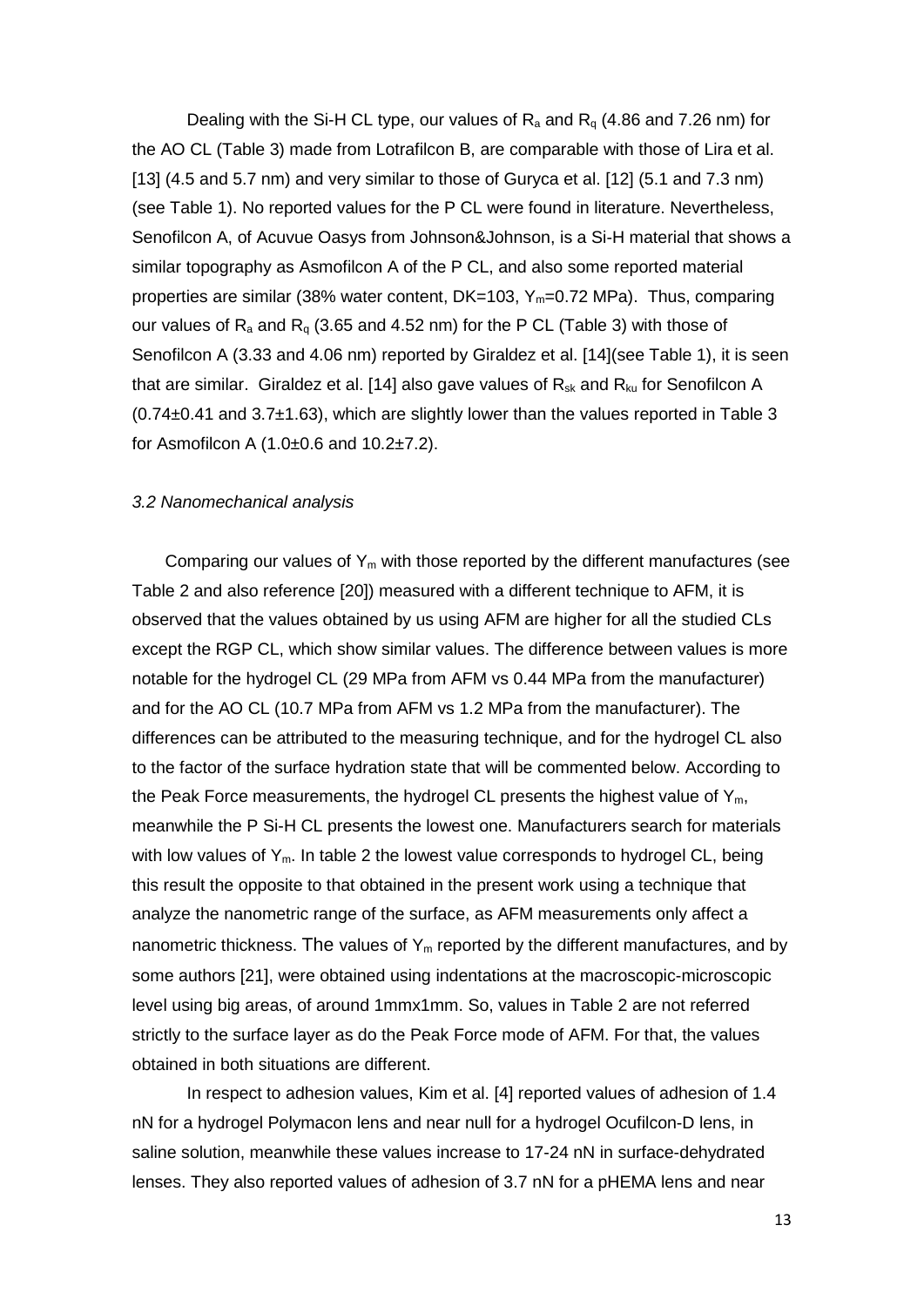Dealing with the Si-H CL type, our values of $R_a$ and $R_q$ (4.86 and 7.26 nm) for the AO CL (Table 3) made from Lotrafilcon B, are comparable with those of Lira et al. [13] (4.5 and 5.7 nm) and very similar to those of Guryca et al. [12] (5.1 and 7.3 nm) (see Table 1). No reported values for the P CL were found in literature. Nevertheless, Senofilcon A, of Acuvue Oasys from Johnson&Johnson, is a Si-H material that shows a similar topography as Asmofilcon A of the P CL, and also some reported material properties are similar (38% water content, DK=103, $Y_m$=0.72 MPa). Thus, comparing our values of $R_a$ and $R_q$ (3.65 and 4.52 nm) for the P CL (Table 3) with those of Senofilcon A (3.33 and 4.06 nm) reported by Giraldez et al. [14](see Table 1), it is seen that are similar. Giraldez et al. [14] also gave values of $R_{sk}$ and $R_{ku}$ for Senofilcon A (0.74±0.41 and 3.7±1.63), which are slightly lower than the values reported in Table 3 for Asmofilcon A (1.0±0.6 and 10.2±7.2).

### *3.2 Nanomechanical analysis*

Comparing our values of $Y_m$ with those reported by the different manufactures (see Table 2 and also reference [20]) measured with a different technique to AFM, it is observed that the values obtained by us using AFM are higher for all the studied CLs except the RGP CL, which show similar values. The difference between values is more notable for the hydrogel CL (29 MPa from AFM vs 0.44 MPa from the manufacturer) and for the AO CL (10.7 MPa from AFM vs 1.2 MPa from the manufacturer). The differences can be attributed to the measuring technique, and for the hydrogel CL also to the factor of the surface hydration state that will be commented below. According to the Peak Force measurements, the hydrogel CL presents the highest value of $Y_m$, meanwhile the P Si-H CL presents the lowest one. Manufacturers search for materials with low values of $Y_m$. In table 2 the lowest value corresponds to hydrogel CL, being this result the opposite to that obtained in the present work using a technique that analyze the nanometric range of the surface, as AFM measurements only affect a nanometric thickness. The values of $Y_m$ reported by the different manufactures, and by some authors [21], were obtained using indentations at the macroscopic-microscopic level using big areas, of around 1mmx1mm. So, values in Table 2 are not referred strictly to the surface layer as do the Peak Force mode of AFM. For that, the values obtained in both situations are different.

In respect to adhesion values, Kim et al. [4] reported values of adhesion of 1.4 nN for a hydrogel Polymacon lens and near null for a hydrogel Ocufilcon-D lens, in saline solution, meanwhile these values increase to 17-24 nN in surface-dehydrated lenses. They also reported values of adhesion of 3.7 nN for a pHEMA lens and near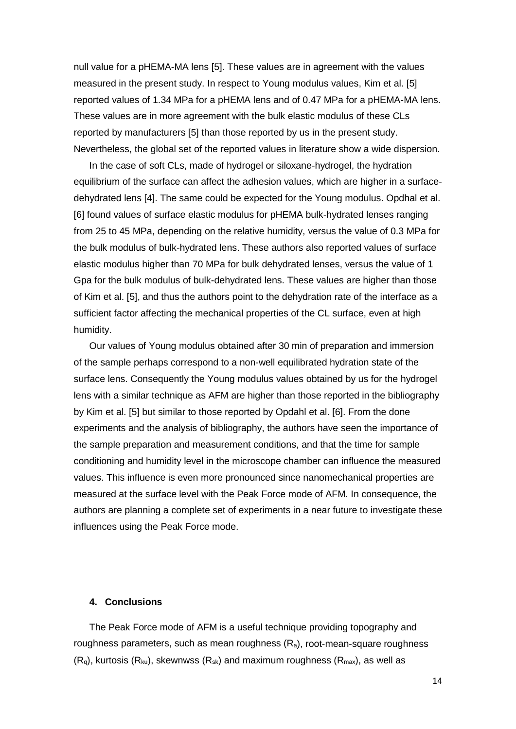null value for a pHEMA-MA lens [5]. These values are in agreement with the values measured in the present study. In respect to Young modulus values, Kim et al. [5] reported values of 1.34 MPa for a pHEMA lens and of 0.47 MPa for a pHEMA-MA lens. These values are in more agreement with the bulk elastic modulus of these CLs reported by manufacturers [5] than those reported by us in the present study. Nevertheless, the global set of the reported values in literature show a wide dispersion.

In the case of soft CLs, made of hydrogel or siloxane-hydrogel, the hydration equilibrium of the surface can affect the adhesion values, which are higher in a surface-dehydrated lens [4]. The same could be expected for the Young modulus. Opdhal et al. [6] found values of surface elastic modulus for pHEMA bulk-hydrated lenses ranging from 25 to 45 MPa, depending on the relative humidity, versus the value of 0.3 MPa for the bulk modulus of bulk-hydrated lens. These authors also reported values of surface elastic modulus higher than 70 MPa for bulk dehydrated lenses, versus the value of 1 Gpa for the bulk modulus of bulk-dehydrated lens. These values are higher than those of Kim et al. [5], and thus the authors point to the dehydration rate of the interface as a sufficient factor affecting the mechanical properties of the CL surface, even at high humidity.

Our values of Young modulus obtained after 30 min of preparation and immersion of the sample perhaps correspond to a non-well equilibrated hydration state of the surface lens. Consequently the Young modulus values obtained by us for the hydrogel lens with a similar technique as AFM are higher than those reported in the bibliography by Kim et al. [5] but similar to those reported by Opdahl et al. [6]. From the done experiments and the analysis of bibliography, the authors have seen the importance of the sample preparation and measurement conditions, and that the time for sample conditioning and humidity level in the microscope chamber can influence the measured values. This influence is even more pronounced since nanomechanical properties are measured at the surface level with the Peak Force mode of AFM. In consequence, the authors are planning a complete set of experiments in a near future to investigate these influences using the Peak Force mode.

## 4. Conclusions

The Peak Force mode of AFM is a useful technique providing topography and roughness parameters, such as mean roughness ($R_a$), root-mean-square roughness ($R_q$), kurtosis ($R_{ku}$), skewnwss ($R_{sk}$) and maximum roughness ($R_{max}$), as well as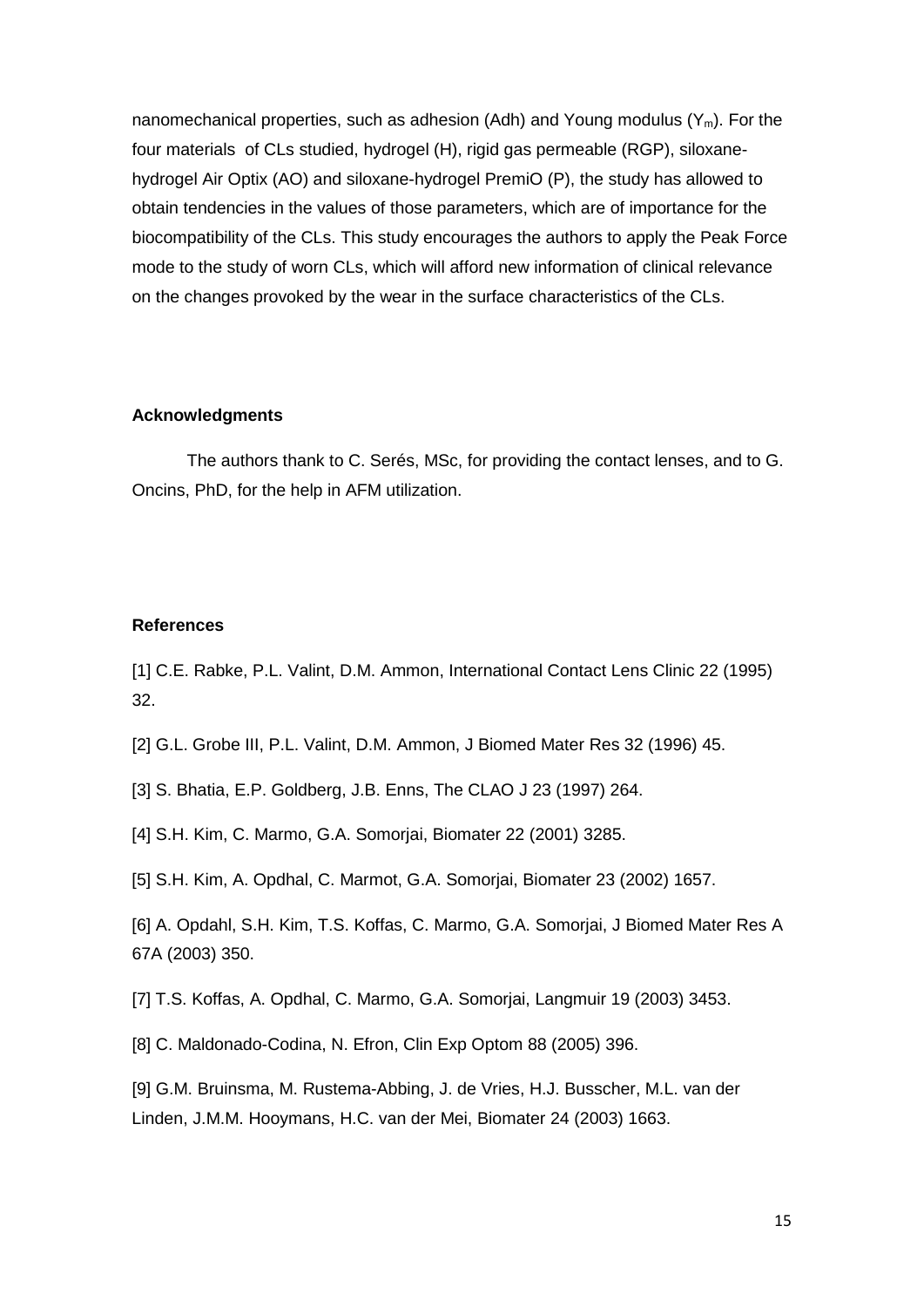nanomechanical properties, such as adhesion (Adh) and Young modulus ($Y_m$). For the four materials of CLs studied, hydrogel (H), rigid gas permeable (RGP), siloxane-hydrogel Air Optix (AO) and siloxane-hydrogel PremiO (P), the study has allowed to obtain tendencies in the values of those parameters, which are of importance for the biocompatibility of the CLs. This study encourages the authors to apply the Peak Force mode to the study of worn CLs, which will afford new information of clinical relevance on the changes provoked by the wear in the surface characteristics of the CLs.

**Acknowledgments**

The authors thank to C. Serés, MSc, for providing the contact lenses, and to G. Oncins, PhD, for the help in AFM utilization.

**References**

[1] C.E. Rabke, P.L. Valint, D.M. Ammon, International Contact Lens Clinic 22 (1995) 32.

[2] G.L. Grobe III, P.L. Valint, D.M. Ammon, J Biomed Mater Res 32 (1996) 45.

[3] S. Bhatia, E.P. Goldberg, J.B. Enns, The CLAO J 23 (1997) 264.

[4] S.H. Kim, C. Marmo, G.A. Somorjai, Biomater 22 (2001) 3285.

[5] S.H. Kim, A. Opdhal, C. Marmot, G.A. Somorjai, Biomater 23 (2002) 1657.

[6] A. Opdahl, S.H. Kim, T.S. Koffas, C. Marmo, G.A. Somorjai, J Biomed Mater Res A 67A (2003) 350.

[7] T.S. Koffas, A. Opdhal, C. Marmo, G.A. Somorjai, Langmuir 19 (2003) 3453.

[8] C. Maldonado-Codina, N. Efron, Clin Exp Optom 88 (2005) 396.

[9] G.M. Bruinsma, M. Rustema-Abbing, J. de Vries, H.J. Busscher, M.L. van der Linden, J.M.M. Hooymans, H.C. van der Mei, Biomater 24 (2003) 1663.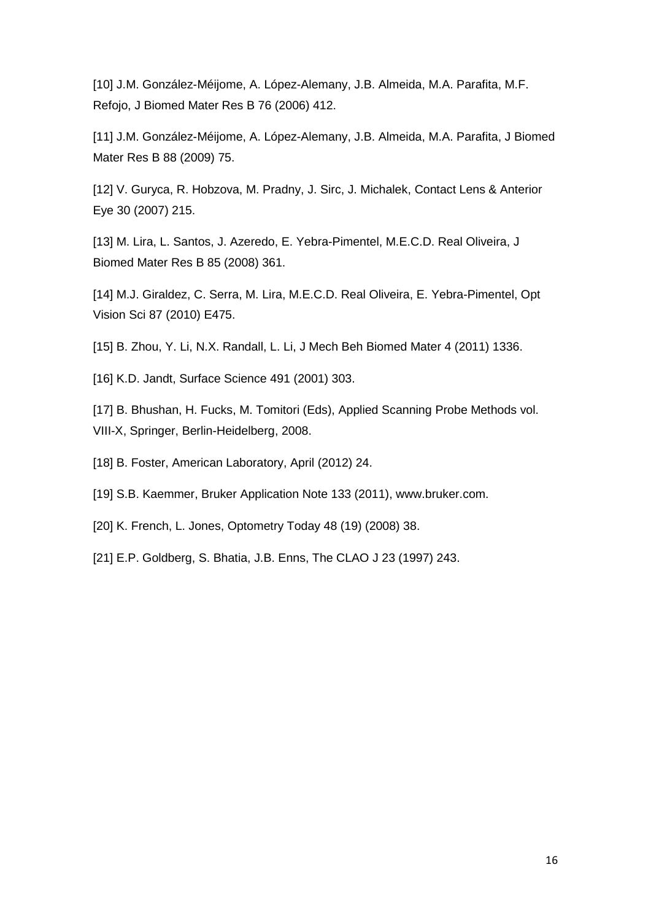[10] J.M. González-Méijome, A. López-Alemany, J.B. Almeida, M.A. Parafita, M.F. Refojo, J Biomed Mater Res B 76 (2006) 412.

[11] J.M. González-Méijome, A. López-Alemany, J.B. Almeida, M.A. Parafita, J Biomed Mater Res B 88 (2009) 75.

[12] V. Guryca, R. Hobzova, M. Pradny, J. Sirc, J. Michalek, Contact Lens & Anterior Eye 30 (2007) 215.

[13] M. Lira, L. Santos, J. Azeredo, E. Yebra-Pimentel, M.E.C.D. Real Oliveira, J Biomed Mater Res B 85 (2008) 361.

[14] M.J. Giraldez, C. Serra, M. Lira, M.E.C.D. Real Oliveira, E. Yebra-Pimentel, Opt Vision Sci 87 (2010) E475.

[15] B. Zhou, Y. Li, N.X. Randall, L. Li, J Mech Beh Biomed Mater 4 (2011) 1336.

[16] K.D. Jandt, Surface Science 491 (2001) 303.

[17] B. Bhushan, H. Fucks, M. Tomitori (Eds), Applied Scanning Probe Methods vol. VIII-X, Springer, Berlin-Heidelberg, 2008.

[18] B. Foster, American Laboratory, April (2012) 24.

[19] S.B. Kaemmer, Bruker Application Note 133 (2011), www.bruker.com.

[20] K. French, L. Jones, Optometry Today 48 (19) (2008) 38.

[21] E.P. Goldberg, S. Bhatia, J.B. Enns, The CLAO J 23 (1997) 243.